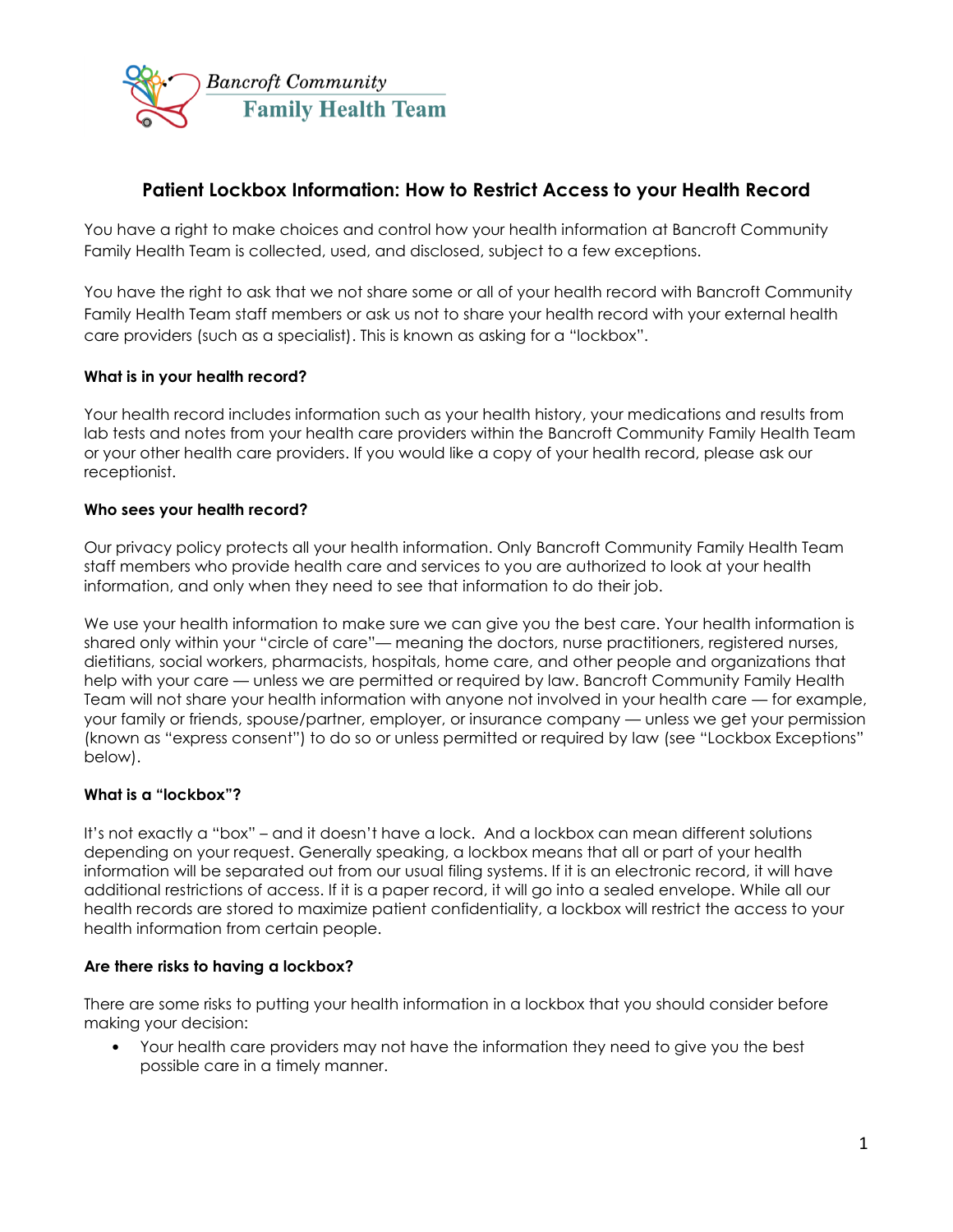Bancroft Community
Family Health Team

# Patient Lockbox Information: How to Restrict Access to your Health Record

You have a right to make choices and control how your health information at Bancroft Community Family Health Team is collected, used, and disclosed, subject to a few exceptions.

You have the right to ask that we not share some or all of your health record with Bancroft Community Family Health Team staff members or ask us not to share your health record with your external health care providers (such as a specialist). This is known as asking for a "lockbox".

**What is in your health record?**

Your health record includes information such as your health history, your medications and results from lab tests and notes from your health care providers within the Bancroft Community Family Health Team or your other health care providers. If you would like a copy of your health record, please ask our receptionist.

**Who sees your health record?**

Our privacy policy protects all your health information. Only Bancroft Community Family Health Team staff members who provide health care and services to you are authorized to look at your health information, and only when they need to see that information to do their job.

We use your health information to make sure we can give you the best care. Your health information is shared only within your "circle of care"— meaning the doctors, nurse practitioners, registered nurses, dietitians, social workers, pharmacists, hospitals, home care, and other people and organizations that help with your care — unless we are permitted or required by law. Bancroft Community Family Health Team will not share your health information with anyone not involved in your health care — for example, your family or friends, spouse/partner, employer, or insurance company — unless we get your permission (known as "express consent") to do so or unless permitted or required by law (see "Lockbox Exceptions" below).

**What is a "lockbox"?**

It's not exactly a "box" – and it doesn't have a lock. And a lockbox can mean different solutions depending on your request. Generally speaking, a lockbox means that all or part of your health information will be separated out from our usual filing systems. If it is an electronic record, it will have additional restrictions of access. If it is a paper record, it will go into a sealed envelope. While all our health records are stored to maximize patient confidentiality, a lockbox will restrict the access to your health information from certain people.

**Are there risks to having a lockbox?**

There are some risks to putting your health information in a lockbox that you should consider before making your decision:

- Your health care providers may not have the information they need to give you the best possible care in a timely manner.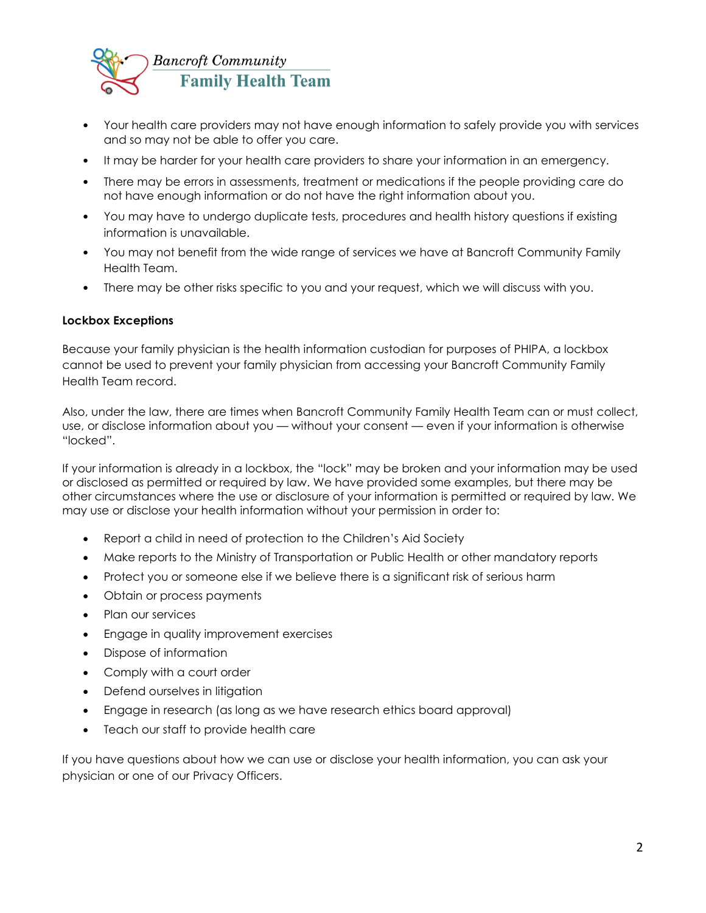- Your health care providers may not have enough information to safely provide you with services and so may not be able to offer you care.
- It may be harder for your health care providers to share your information in an emergency.
- There may be errors in assessments, treatment or medications if the people providing care do not have enough information or do not have the right information about you.
- You may have to undergo duplicate tests, procedures and health history questions if existing information is unavailable.
- You may not benefit from the wide range of services we have at Bancroft Community Family Health Team.
- There may be other risks specific to you and your request, which we will discuss with you.

**Lockbox Exceptions**

Because your family physician is the health information custodian for purposes of PHIPA, a lockbox cannot be used to prevent your family physician from accessing your Bancroft Community Family Health Team record.

Also, under the law, there are times when Bancroft Community Family Health Team can or must collect, use, or disclose information about you — without your consent — even if your information is otherwise "locked".

If your information is already in a lockbox, the "lock" may be broken and your information may be used or disclosed as permitted or required by law. We have provided some examples, but there may be other circumstances where the use or disclosure of your information is permitted or required by law. We may use or disclose your health information without your permission in order to:

- Report a child in need of protection to the Children's Aid Society
- Make reports to the Ministry of Transportation or Public Health or other mandatory reports
- Protect you or someone else if we believe there is a significant risk of serious harm
- Obtain or process payments
- Plan our services
- Engage in quality improvement exercises
- Dispose of information
- Comply with a court order
- Defend ourselves in litigation
- Engage in research (as long as we have research ethics board approval)
- Teach our staff to provide health care

If you have questions about how we can use or disclose your health information, you can ask your physician or one of our Privacy Officers.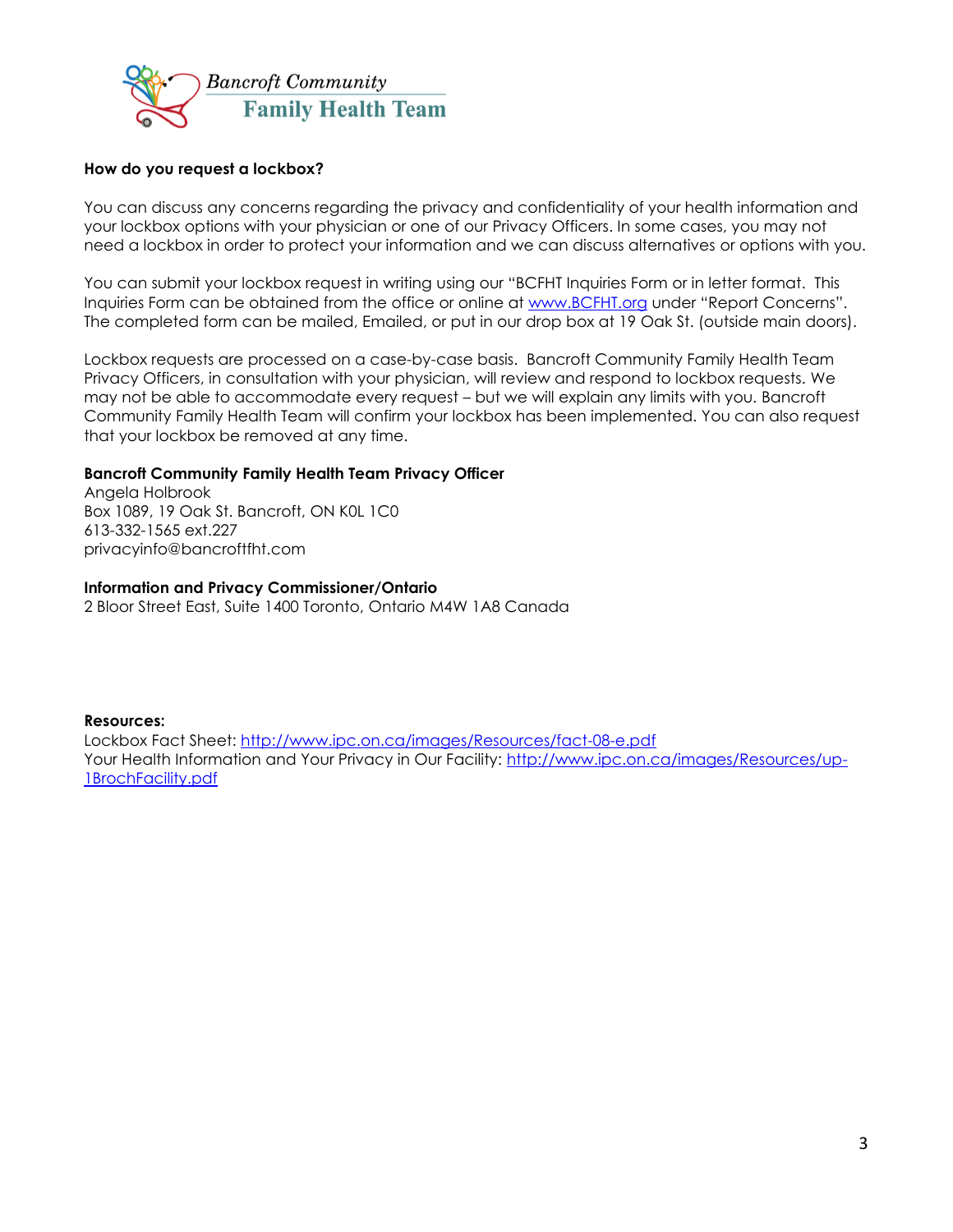Bancroft Community
Family Health Team

**How do you request a lockbox?**

You can discuss any concerns regarding the privacy and confidentiality of your health information and your lockbox options with your physician or one of our Privacy Officers. In some cases, you may not need a lockbox in order to protect your information and we can discuss alternatives or options with you.

You can submit your lockbox request in writing using our "BCFHT Inquiries Form or in letter format. This Inquiries Form can be obtained from the office or online at [www.BCFHT.org](www.BCFHT.org) under "Report Concerns". The completed form can be mailed, Emailed, or put in our drop box at 19 Oak St. (outside main doors).

Lockbox requests are processed on a case-by-case basis. Bancroft Community Family Health Team Privacy Officers, in consultation with your physician, will review and respond to lockbox requests. We may not be able to accommodate every request – but we will explain any limits with you. Bancroft Community Family Health Team will confirm your lockbox has been implemented. You can also request that your lockbox be removed at any time.

**Bancroft Community Family Health Team Privacy Officer**
Angela Holbrook
Box 1089, 19 Oak St. Bancroft, ON K0L 1C0
613-332-1565 ext.227
privacyinfo@bancroftfht.com

**Information and Privacy Commissioner/Ontario**
2 Bloor Street East, Suite 1400 Toronto, Ontario M4W 1A8 Canada

**Resources:**
Lockbox Fact Sheet: [http://www.ipc.on.ca/images/Resources/fact-08-e.pdf](http://www.ipc.on.ca/images/Resources/fact-08-e.pdf)
Your Health Information and Your Privacy in Our Facility: [http://www.ipc.on.ca/images/Resources/up-1BrochFacility.pdf](http://www.ipc.on.ca/images/Resources/up-1BrochFacility.pdf)